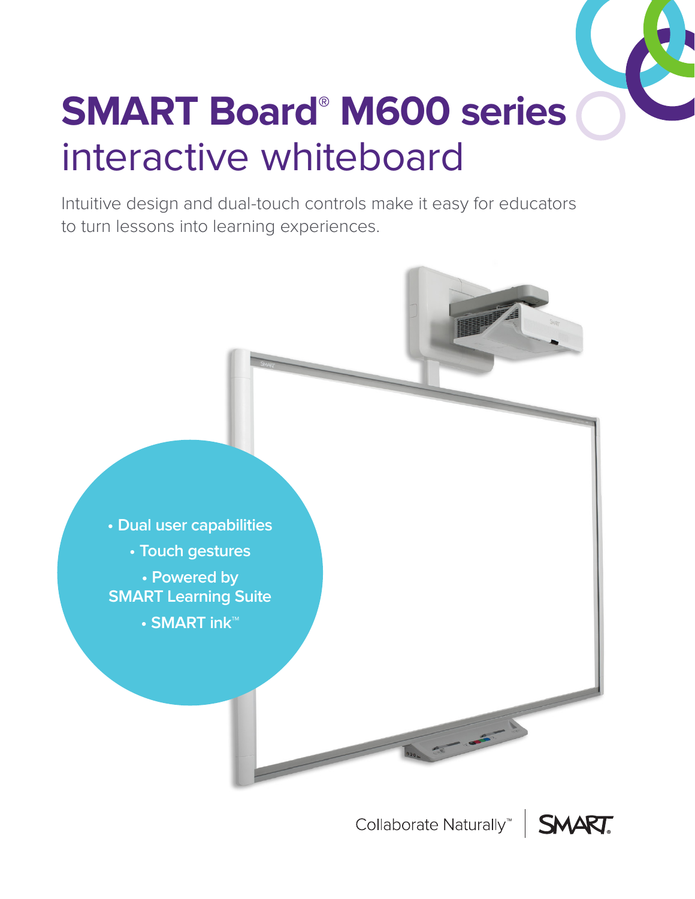# SMART Board® M600 series
## interactive whiteboard

Intuitive design and dual-touch controls make it easy for educators to turn lessons into learning experiences.

- Dual user capabilities
- Touch gestures
- Powered by SMART Learning Suite
- SMART ink™

Collaborate Naturally™ | SMART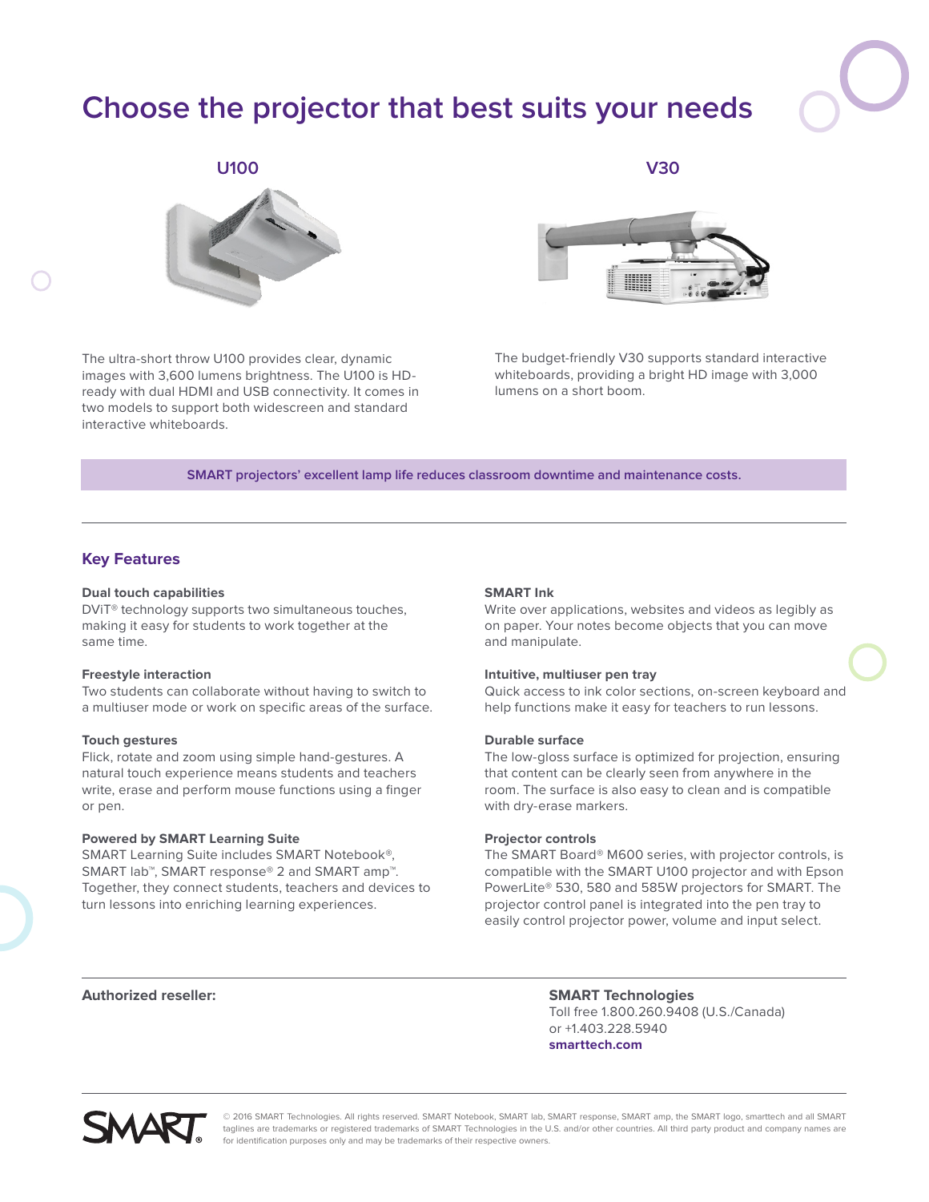# Choose the projector that best suits your needs

## U100

The ultra-short throw U100 provides clear, dynamic images with 3,600 lumens brightness. The U100 is HD-ready with dual HDMI and USB connectivity. It comes in two models to support both widescreen and standard interactive whiteboards.

## V30

The budget-friendly V30 supports standard interactive whiteboards, providing a bright HD image with 3,000 lumens on a short boom.

**SMART projectors' excellent lamp life reduces classroom downtime and maintenance costs.**

---

## Key Features

**Dual touch capabilities**
DViT® technology supports two simultaneous touches, making it easy for students to work together at the same time.

**Freestyle interaction**
Two students can collaborate without having to switch to a multiuser mode or work on specific areas of the surface.

**Touch gestures**
Flick, rotate and zoom using simple hand-gestures. A natural touch experience means students and teachers write, erase and perform mouse functions using a finger or pen.

**Powered by SMART Learning Suite**
SMART Learning Suite includes SMART Notebook®, SMART lab™, SMART response® 2 and SMART amp™. Together, they connect students, teachers and devices to turn lessons into enriching learning experiences.

**SMART Ink**
Write over applications, websites and videos as legibly as on paper. Your notes become objects that you can move and manipulate.

**Intuitive, multiuser pen tray**
Quick access to ink color sections, on-screen keyboard and help functions make it easy for teachers to run lessons.

**Durable surface**
The low-gloss surface is optimized for projection, ensuring that content can be clearly seen from anywhere in the room. The surface is also easy to clean and is compatible with dry-erase markers.

**Projector controls**
The SMART Board® M600 series, with projector controls, is compatible with the SMART U100 projector and with Epson PowerLite® 530, 580 and 585W projectors for SMART. The projector control panel is integrated into the pen tray to easily control projector power, volume and input select.

---

**Authorized reseller:**

**SMART Technologies**
Toll free 1.800.260.9408 (U.S./Canada)
or +1.403.228.5940
**smarttech.com**

---

SMART

© 2016 SMART Technologies. All rights reserved. SMART Notebook, SMART lab, SMART response, SMART amp, the SMART logo, smarttech and all SMART taglines are trademarks or registered trademarks of SMART Technologies in the U.S. and/or other countries. All third party product and company names are for identification purposes only and may be trademarks of their respective owners.